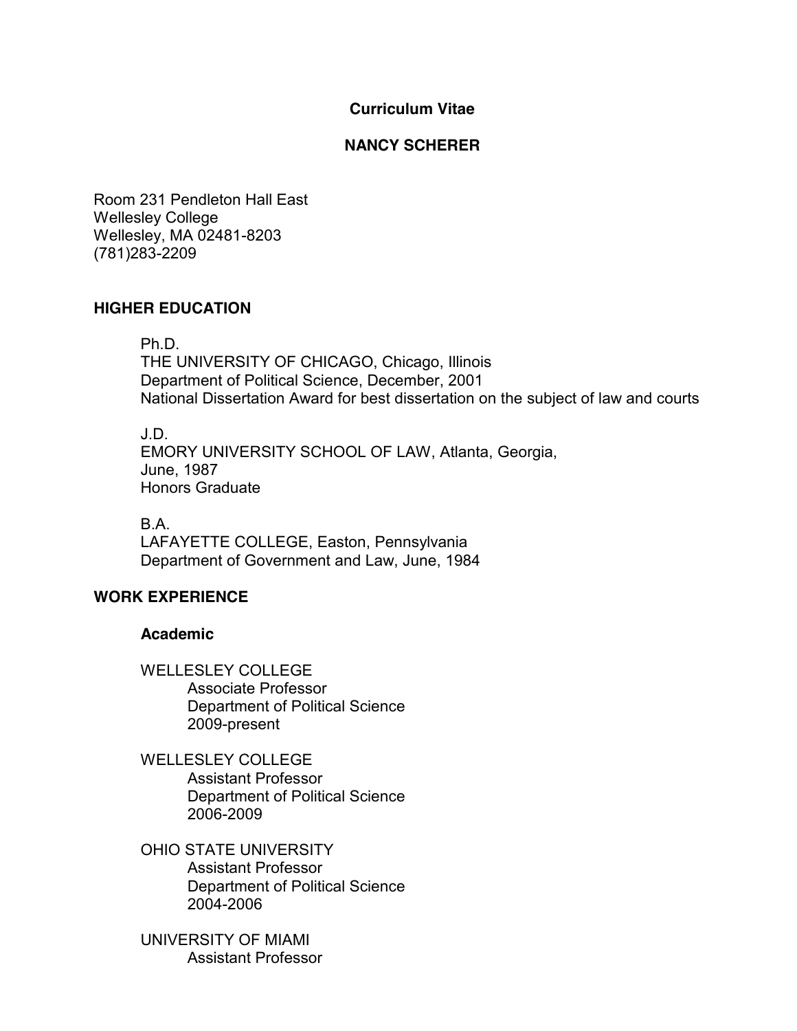# Curriculum Vitae

## NANCY SCHERER

Room 231 Pendleton Hall East
Wellesley College
Wellesley, MA 02481-8203
(781)283-2209

### HIGHER EDUCATION

Ph.D.
THE UNIVERSITY OF CHICAGO, Chicago, Illinois
Department of Political Science, December, 2001
National Dissertation Award for best dissertation on the subject of law and courts

J.D.
EMORY UNIVERSITY SCHOOL OF LAW, Atlanta, Georgia,
June, 1987
Honors Graduate

B.A.
LAFAYETTE COLLEGE, Easton, Pennsylvania
Department of Government and Law, June, 1984

### WORK EXPERIENCE

#### Academic

WELLESLEY COLLEGE
Associate Professor
Department of Political Science
2009-present

WELLESLEY COLLEGE
Assistant Professor
Department of Political Science
2006-2009

OHIO STATE UNIVERSITY
Assistant Professor
Department of Political Science
2004-2006

UNIVERSITY OF MIAMI
Assistant Professor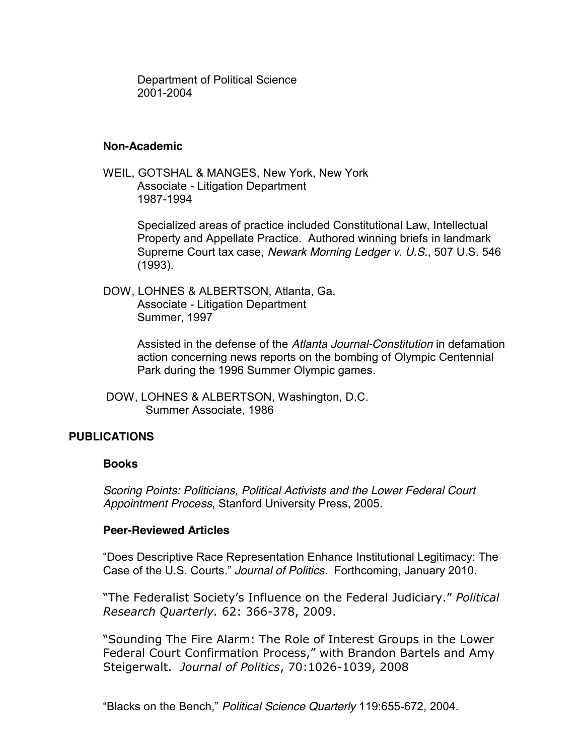Department of Political Science
2001-2004

### Non-Academic

WEIL, GOTSHAL & MANGES, New York, New York
Associate - Litigation Department
1987-1994

Specialized areas of practice included Constitutional Law, Intellectual Property and Appellate Practice. Authored winning briefs in landmark Supreme Court tax case, *Newark Morning Ledger v. U.S.*, 507 U.S. 546 (1993).

DOW, LOHNES & ALBERTSON, Atlanta, Ga.
Associate - Litigation Department
Summer, 1997

Assisted in the defense of the *Atlanta Journal-Constitution* in defamation action concerning news reports on the bombing of Olympic Centennial Park during the 1996 Summer Olympic games.

DOW, LOHNES & ALBERTSON, Washington, D.C.
Summer Associate, 1986

## PUBLICATIONS

### Books

*Scoring Points: Politicians, Political Activists and the Lower Federal Court Appointment Process*, Stanford University Press, 2005.

### Peer-Reviewed Articles

"Does Descriptive Race Representation Enhance Institutional Legitimacy: The Case of the U.S. Courts." *Journal of Politics.* Forthcoming, January 2010.

"The Federalist Society's Influence on the Federal Judiciary." *Political Research Quarterly.* 62: 366-378, 2009.

"Sounding The Fire Alarm: The Role of Interest Groups in the Lower Federal Court Confirmation Process," with Brandon Bartels and Amy Steigerwalt. *Journal of Politics*, 70:1026-1039, 2008

"Blacks on the Bench," *Political Science Quarterly* 119:655-672, 2004.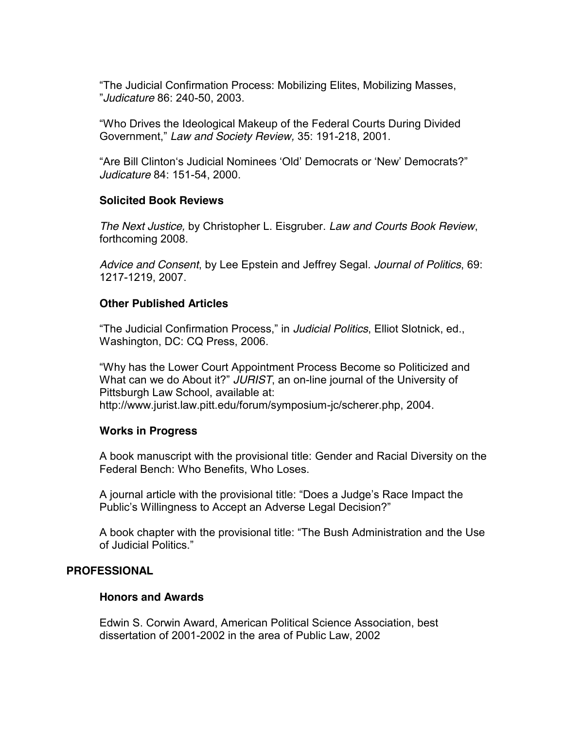"The Judicial Confirmation Process: Mobilizing Elites, Mobilizing Masses, "*Judicature* 86: 240-50, 2003.

"Who Drives the Ideological Makeup of the Federal Courts During Divided Government," *Law and Society Review,* 35: 191-218, 2001.

"Are Bill Clinton's Judicial Nominees 'Old' Democrats or 'New' Democrats?" *Judicature* 84: 151-54, 2000.

### Solicited Book Reviews

*The Next Justice,* by Christopher L. Eisgruber. *Law and Courts Book Review*, forthcoming 2008.

*Advice and Consent*, by Lee Epstein and Jeffrey Segal. *Journal of Politics*, 69: 1217-1219, 2007.

### Other Published Articles

"The Judicial Confirmation Process," in *Judicial Politics*, Elliot Slotnick, ed., Washington, DC: CQ Press, 2006.

"Why has the Lower Court Appointment Process Become so Politicized and What can we do About it?" *JURIST*, an on-line journal of the University of Pittsburgh Law School, available at: http://www.jurist.law.pitt.edu/forum/symposium-jc/scherer.php, 2004.

### Works in Progress

A book manuscript with the provisional title: Gender and Racial Diversity on the Federal Bench: Who Benefits, Who Loses.

A journal article with the provisional title: "Does a Judge's Race Impact the Public's Willingness to Accept an Adverse Legal Decision?"

A book chapter with the provisional title: "The Bush Administration and the Use of Judicial Politics."

## PROFESSIONAL

### Honors and Awards

Edwin S. Corwin Award, American Political Science Association, best dissertation of 2001-2002 in the area of Public Law, 2002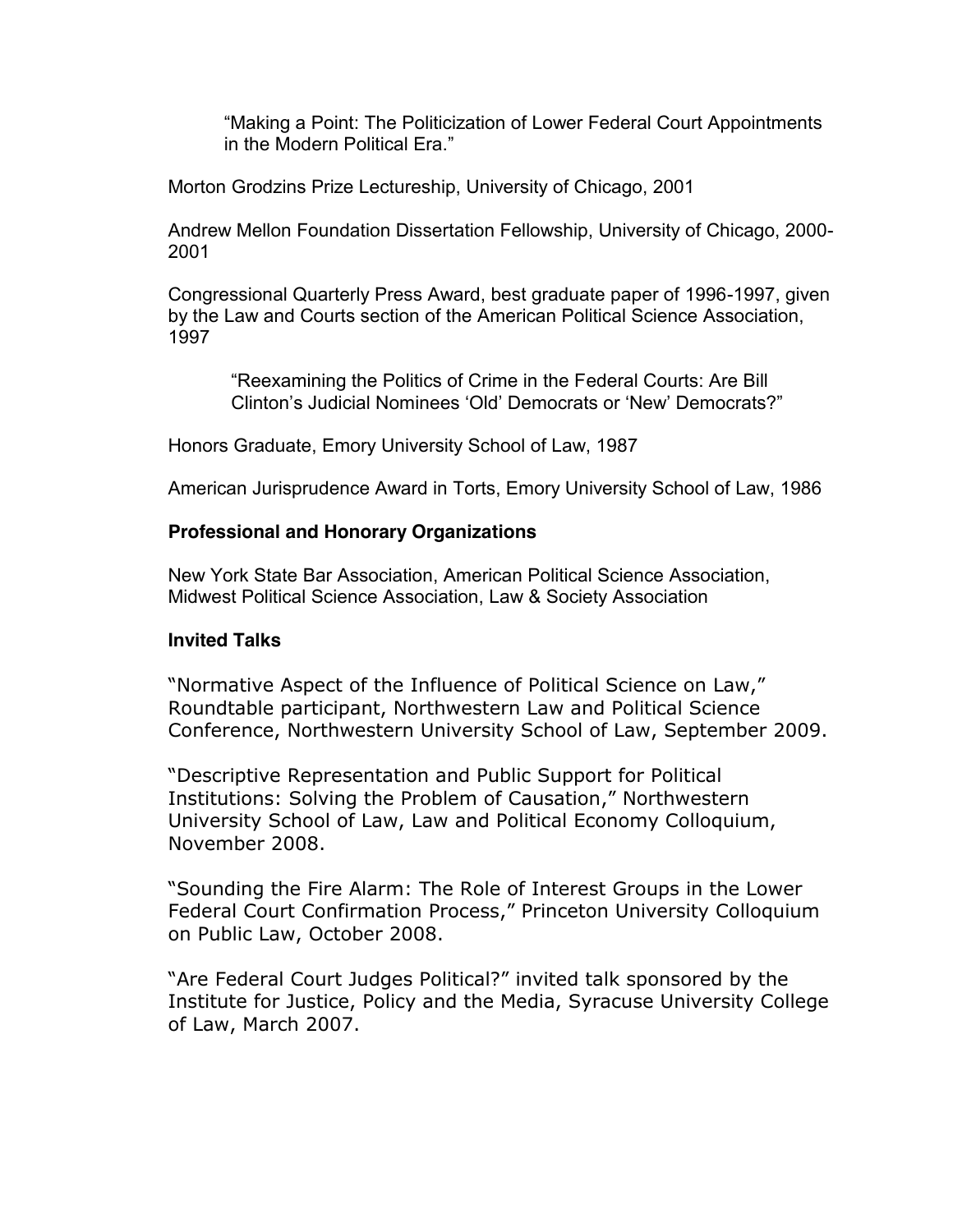> "Making a Point: The Politicization of Lower Federal Court Appointments in the Modern Political Era."

Morton Grodzins Prize Lectureship, University of Chicago, 2001

Andrew Mellon Foundation Dissertation Fellowship, University of Chicago, 2000-2001

Congressional Quarterly Press Award, best graduate paper of 1996-1997, given by the Law and Courts section of the American Political Science Association, 1997

> "Reexamining the Politics of Crime in the Federal Courts: Are Bill Clinton's Judicial Nominees 'Old' Democrats or 'New' Democrats?"

Honors Graduate, Emory University School of Law, 1987

American Jurisprudence Award in Torts, Emory University School of Law, 1986

### Professional and Honorary Organizations

New York State Bar Association, American Political Science Association, Midwest Political Science Association, Law & Society Association

### Invited Talks

"Normative Aspect of the Influence of Political Science on Law," Roundtable participant, Northwestern Law and Political Science Conference, Northwestern University School of Law, September 2009.

"Descriptive Representation and Public Support for Political Institutions: Solving the Problem of Causation," Northwestern University School of Law, Law and Political Economy Colloquium, November 2008.

"Sounding the Fire Alarm: The Role of Interest Groups in the Lower Federal Court Confirmation Process," Princeton University Colloquium on Public Law, October 2008.

"Are Federal Court Judges Political?" invited talk sponsored by the Institute for Justice, Policy and the Media, Syracuse University College of Law, March 2007.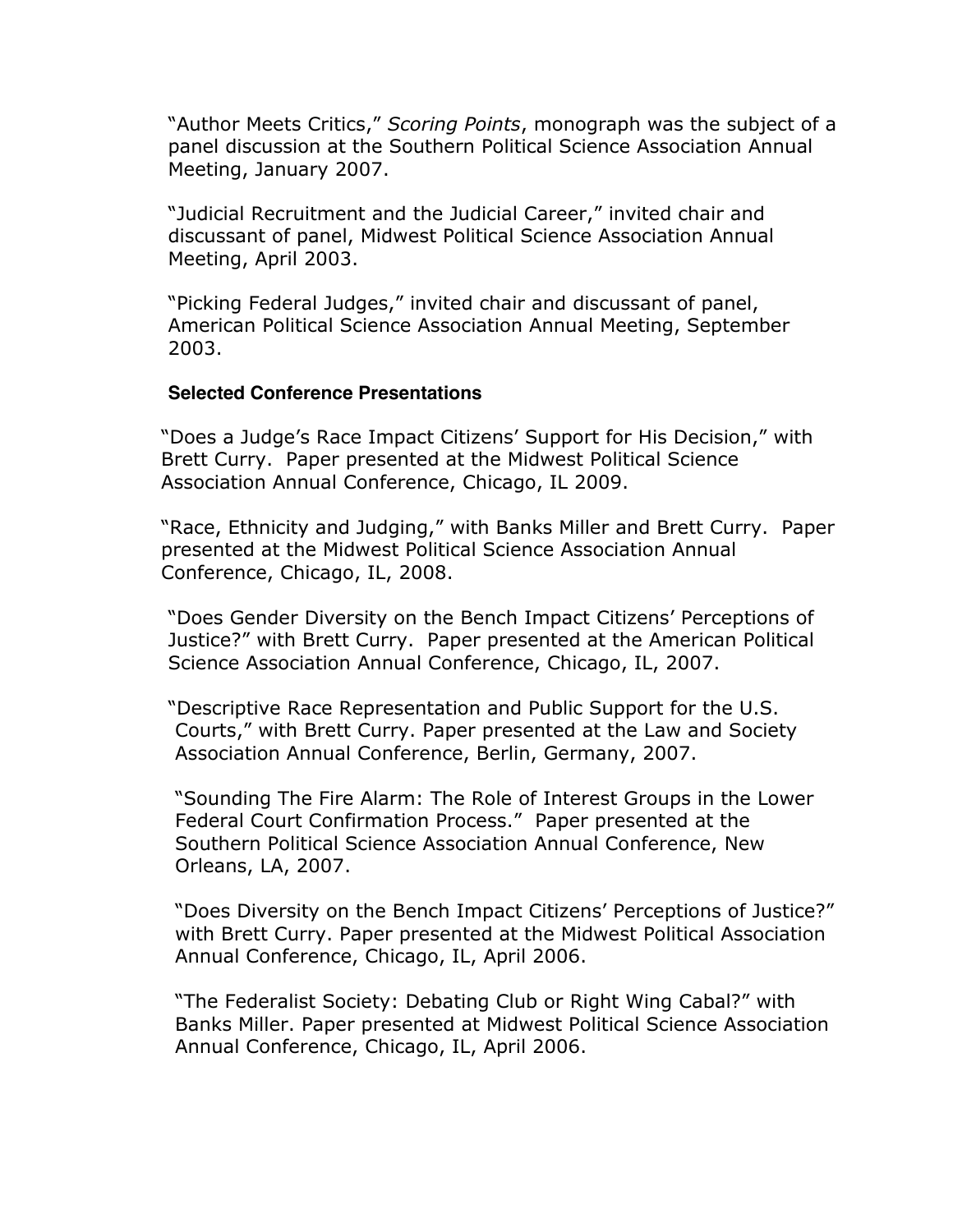"Author Meets Critics," *Scoring Points*, monograph was the subject of a panel discussion at the Southern Political Science Association Annual Meeting, January 2007.

"Judicial Recruitment and the Judicial Career," invited chair and discussant of panel, Midwest Political Science Association Annual Meeting, April 2003.

"Picking Federal Judges," invited chair and discussant of panel, American Political Science Association Annual Meeting, September 2003.

**Selected Conference Presentations**

"Does a Judge's Race Impact Citizens' Support for His Decision," with Brett Curry. Paper presented at the Midwest Political Science Association Annual Conference, Chicago, IL 2009.

"Race, Ethnicity and Judging," with Banks Miller and Brett Curry. Paper presented at the Midwest Political Science Association Annual Conference, Chicago, IL, 2008.

"Does Gender Diversity on the Bench Impact Citizens' Perceptions of Justice?" with Brett Curry. Paper presented at the American Political Science Association Annual Conference, Chicago, IL, 2007.

"Descriptive Race Representation and Public Support for the U.S. Courts," with Brett Curry. Paper presented at the Law and Society Association Annual Conference, Berlin, Germany, 2007.

"Sounding The Fire Alarm: The Role of Interest Groups in the Lower Federal Court Confirmation Process." Paper presented at the Southern Political Science Association Annual Conference, New Orleans, LA, 2007.

"Does Diversity on the Bench Impact Citizens' Perceptions of Justice?" with Brett Curry. Paper presented at the Midwest Political Association Annual Conference, Chicago, IL, April 2006.

"The Federalist Society: Debating Club or Right Wing Cabal?" with Banks Miller. Paper presented at Midwest Political Science Association Annual Conference, Chicago, IL, April 2006.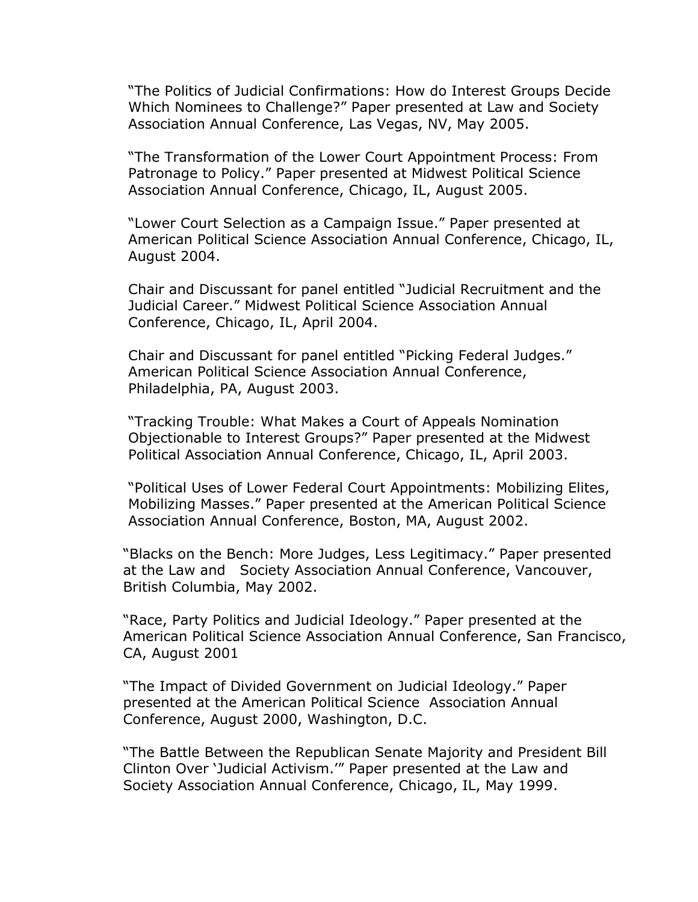"The Politics of Judicial Confirmations: How do Interest Groups Decide Which Nominees to Challenge?" Paper presented at Law and Society Association Annual Conference, Las Vegas, NV, May 2005.

"The Transformation of the Lower Court Appointment Process: From Patronage to Policy." Paper presented at Midwest Political Science Association Annual Conference, Chicago, IL, August 2005.

"Lower Court Selection as a Campaign Issue." Paper presented at American Political Science Association Annual Conference, Chicago, IL, August 2004.

Chair and Discussant for panel entitled "Judicial Recruitment and the Judicial Career." Midwest Political Science Association Annual Conference, Chicago, IL, April 2004.

Chair and Discussant for panel entitled "Picking Federal Judges." American Political Science Association Annual Conference, Philadelphia, PA, August 2003.

"Tracking Trouble: What Makes a Court of Appeals Nomination Objectionable to Interest Groups?" Paper presented at the Midwest Political Association Annual Conference, Chicago, IL, April 2003.

"Political Uses of Lower Federal Court Appointments: Mobilizing Elites, Mobilizing Masses." Paper presented at the American Political Science Association Annual Conference, Boston, MA, August 2002.

"Blacks on the Bench: More Judges, Less Legitimacy." Paper presented at the Law and Society Association Annual Conference, Vancouver, British Columbia, May 2002.

"Race, Party Politics and Judicial Ideology." Paper presented at the American Political Science Association Annual Conference, San Francisco, CA, August 2001

"The Impact of Divided Government on Judicial Ideology." Paper presented at the American Political Science Association Annual Conference, August 2000, Washington, D.C.

"The Battle Between the Republican Senate Majority and President Bill Clinton Over 'Judicial Activism.'" Paper presented at the Law and Society Association Annual Conference, Chicago, IL, May 1999.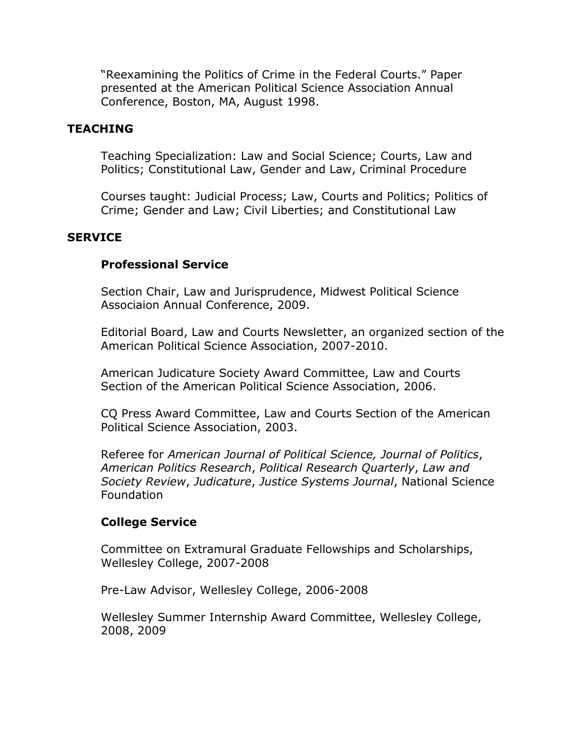"Reexamining the Politics of Crime in the Federal Courts." Paper presented at the American Political Science Association Annual Conference, Boston, MA, August 1998.

## TEACHING

Teaching Specialization: Law and Social Science; Courts, Law and Politics; Constitutional Law, Gender and Law, Criminal Procedure

Courses taught: Judicial Process; Law, Courts and Politics; Politics of Crime; Gender and Law; Civil Liberties; and Constitutional Law

## SERVICE

### Professional Service

Section Chair, Law and Jurisprudence, Midwest Political Science Associaion Annual Conference, 2009.

Editorial Board, Law and Courts Newsletter, an organized section of the American Political Science Association, 2007-2010.

American Judicature Society Award Committee, Law and Courts Section of the American Political Science Association, 2006.

CQ Press Award Committee, Law and Courts Section of the American Political Science Association, 2003.

Referee for *American Journal of Political Science, Journal of Politics*, *American Politics Research*, *Political Research Quarterly*, *Law and Society Review*, *Judicature*, *Justice Systems Journal*, National Science Foundation

### College Service

Committee on Extramural Graduate Fellowships and Scholarships, Wellesley College, 2007-2008

Pre-Law Advisor, Wellesley College, 2006-2008

Wellesley Summer Internship Award Committee, Wellesley College, 2008, 2009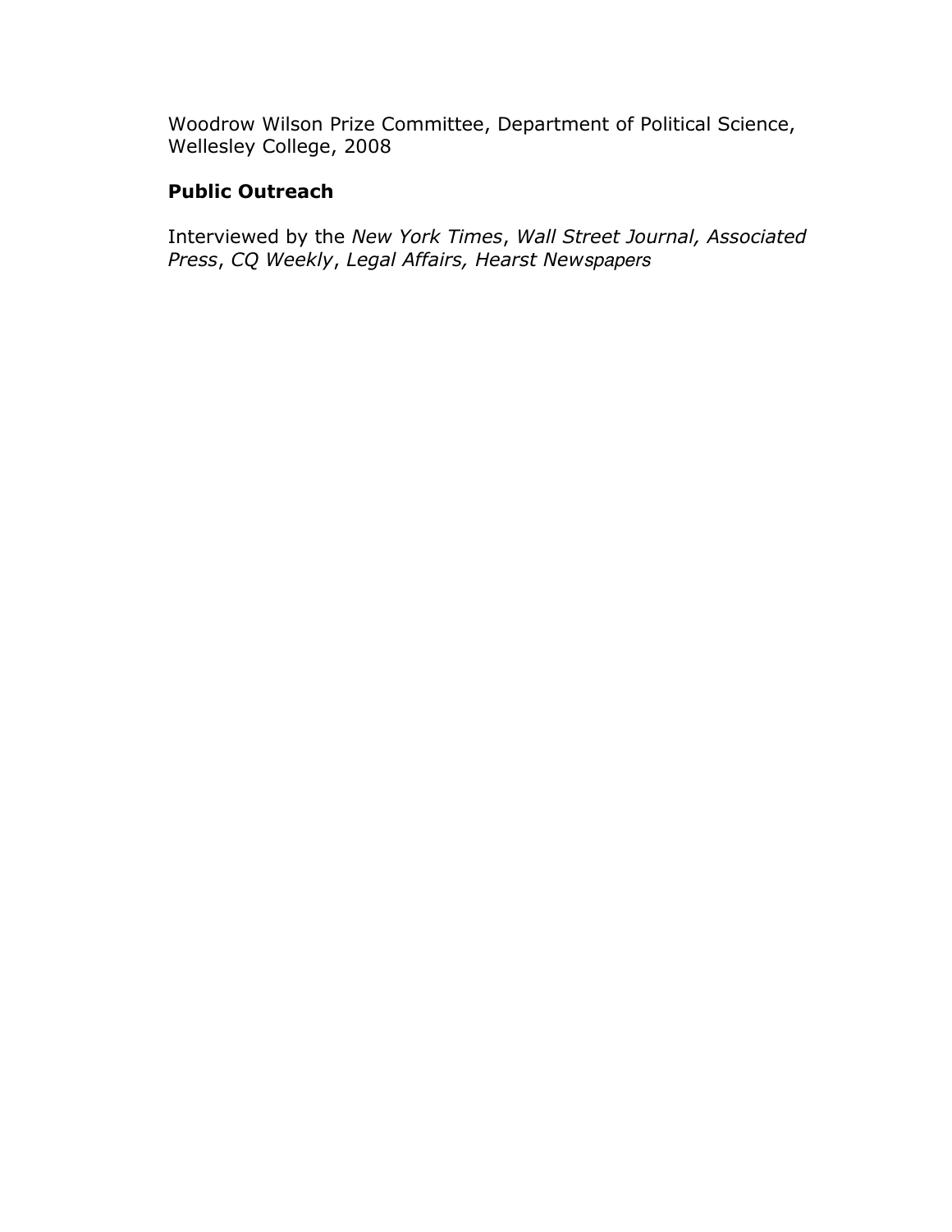Woodrow Wilson Prize Committee, Department of Political Science, Wellesley College, 2008

**Public Outreach**

Interviewed by the *New York Times*, *Wall Street Journal, Associated Press*, *CQ Weekly*, *Legal Affairs, Hearst Newspapers*